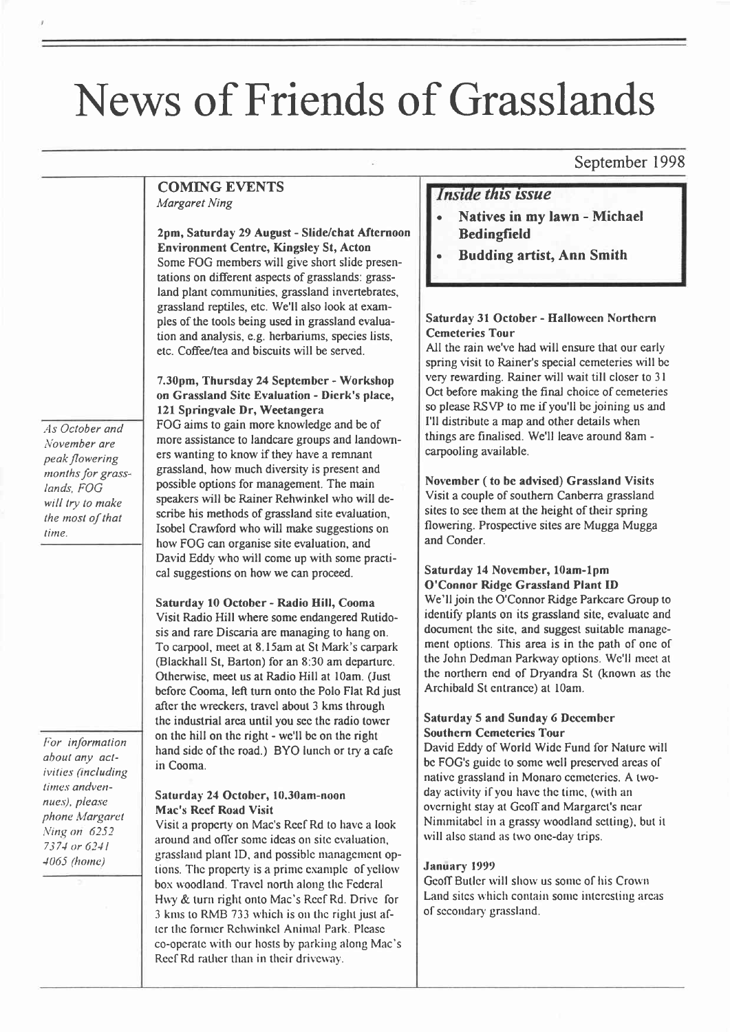# News of Friends of Grasslands

September 1998

## COMING EVENTS

*Margaret Ning*

**2pm, Saturday 29 August - Slide/chat Afternoon Environment Centre, Kingsley St, Acton**
Some FOG members will give short slide presentations on different aspects of grasslands: grassland plant communities, grassland invertebrates, grassland reptiles, etc. We'll also look at examples of the tools being used in grassland evaluation and analysis, e.g. herbariums, species lists, etc. Coffee/tea and biscuits will be served.

**7.30pm, Thursday 24 September - Workshop on Grassland Site Evaluation - Dierk's place, 121 Springvale Dr, Weetangera**
FOG aims to gain more knowledge and be of more assistance to landcare groups and landowners wanting to know if they have a remnant grassland, how much diversity is present and possible options for management. The main speakers will be Rainer Rehwinkel who will describe his methods of grassland site evaluation, Isobel Crawford who will make suggestions on how FOG can organise site evaluation, and David Eddy who will come up with some practical suggestions on how we can proceed.

*As October and November are peak flowering months for grasslands, FOG will try to make the most of that time.*

**Saturday 10 October - Radio Hill, Cooma**
Visit Radio Hill where some endangered Rutidosis and rare Discaria are managing to hang on. To carpool, meet at 8.15am at St Mark's carpark (Blackhall St, Barton) for an 8:30 am departure. Otherwise, meet us at Radio Hill at 10am. (Just before Cooma, left turn onto the Polo Flat Rd just after the wreckers, travel about 3 kms through the industrial area until you see the radio tower on the hill on the right - we'll be on the right hand side of the road.) BYO lunch or try a cafe in Cooma.

*For information about any activities (including times and venues), please phone Margaret Ning on 6252 7374 or 6241 4065 (home)*

**Saturday 24 October, 10.30am-noon Mac's Reef Road Visit**
Visit a property on Mac's Reef Rd to have a look around and offer some ideas on site evaluation, grassland plant ID, and possible management options. The property is a prime example of yellow box woodland. Travel north along the Federal Hwy & turn right onto Mac's Reef Rd. Drive for 3 kms to RMB 733 which is on the right just after the former Rehwinkel Animal Park. Please co-operate with our hosts by parking along Mac's Reef Rd rather than in their driveway.

### *Inside this issue*

- **Natives in my lawn - Michael Bedingfield**
- **Budding artist, Ann Smith**

**Saturday 31 October - Halloween Northern Cemeteries Tour**
All the rain we've had will ensure that our early spring visit to Rainer's special cemeteries will be very rewarding. Rainer will wait till closer to 31 Oct before making the final choice of cemeteries so please RSVP to me if you'll be joining us and I'll distribute a map and other details when things are finalised. We'll leave around 8am - carpooling available.

**November ( to be advised) Grassland Visits**
Visit a couple of southern Canberra grassland sites to see them at the height of their spring flowering. Prospective sites are Mugga Mugga and Conder.

**Saturday 14 November, 10am-1pm O'Connor Ridge Grassland Plant ID**
We'll join the O'Connor Ridge Parkcare Group to identify plants on its grassland site, evaluate and document the site, and suggest suitable management options. This area is in the path of one of the John Dedman Parkway options. We'll meet at the northern end of Dryandra St (known as the Archibald St entrance) at 10am.

**Saturday 5 and Sunday 6 December Southern Cemeteries Tour**
David Eddy of World Wide Fund for Nature will be FOG's guide to some well preserved areas of native grassland in Monaro cemeteries. A two-day activity if you have the time, (with an overnight stay at Geoff and Margaret's near Nimmitabel in a grassy woodland setting), but it will also stand as two one-day trips.

**January 1999**
Geoff Butler will show us some of his Crown Land sites which contain some interesting areas of secondary grassland.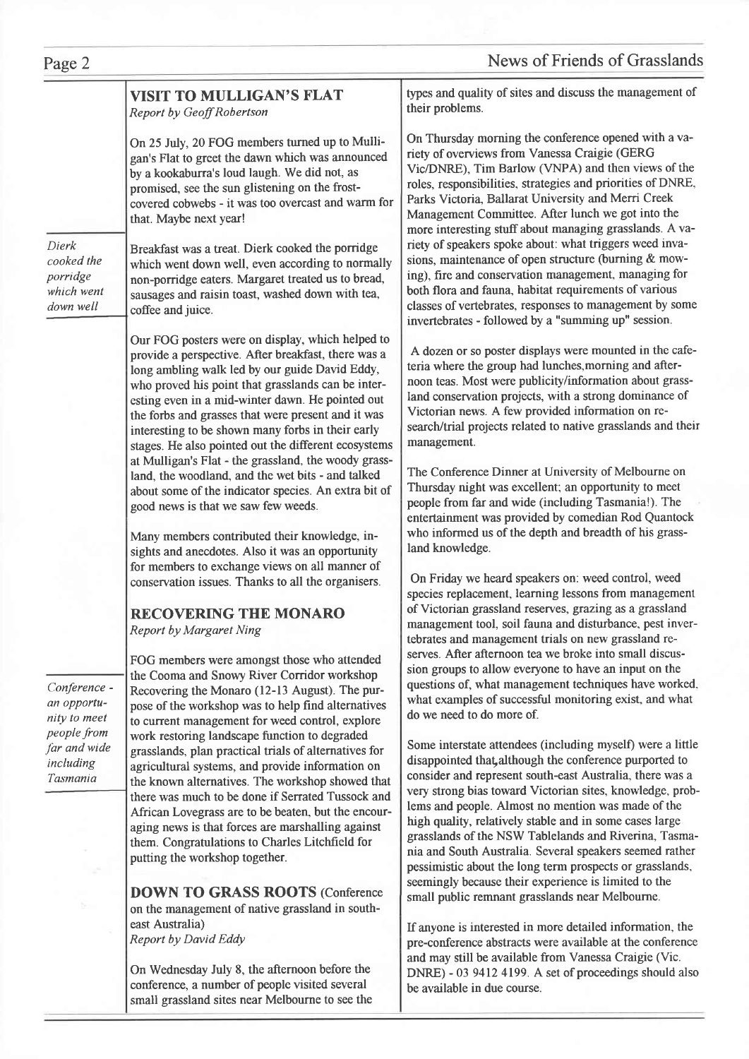## VISIT TO MULLIGAN'S FLAT

*Report by Geoff Robertson*

On 25 July, 20 FOG members turned up to Mulligan's Flat to greet the dawn which was announced by a kookaburra's loud laugh. We did not, as promised, see the sun glistening on the frost-covered cobwebs - it was too overcast and warm for that. Maybe next year!

*Dierk cooked the porridge which went down well*

Breakfast was a treat. Dierk cooked the porridge which went down well, even according to normally non-porridge eaters. Margaret treated us to bread, sausages and raisin toast, washed down with tea, coffee and juice.

Our FOG posters were on display, which helped to provide a perspective. After breakfast, there was a long ambling walk led by our guide David Eddy, who proved his point that grasslands can be interesting even in a mid-winter dawn. He pointed out the forbs and grasses that were present and it was interesting to be shown many forbs in their early stages. He also pointed out the different ecosystems at Mulligan's Flat - the grassland, the woody grassland, the woodland, and the wet bits - and talked about some of the indicator species. An extra bit of good news is that we saw few weeds.

Many members contributed their knowledge, insights and anecdotes. Also it was an opportunity for members to exchange views on all manner of conservation issues. Thanks to all the organisers.

## RECOVERING THE MONARO

*Report by Margaret Ning*

*Conference - an opportunity to meet people from far and wide including Tasmania*

FOG members were amongst those who attended the Cooma and Snowy River Corridor workshop Recovering the Monaro (12-13 August). The purpose of the workshop was to help find alternatives to current management for weed control, explore work restoring landscape function to degraded grasslands, plan practical trials of alternatives for agricultural systems, and provide information on the known alternatives. The workshop showed that there was much to be done if Serrated Tussock and African Lovegrass are to be beaten, but the encouraging news is that forces are marshalling against them. Congratulations to Charles Litchfield for putting the workshop together.

## DOWN TO GRASS ROOTS (Conference on the management of native grassland in south-east Australia)

*Report by David Eddy*

On Wednesday July 8, the afternoon before the conference, a number of people visited several small grassland sites near Melbourne to see the types and quality of sites and discuss the management of their problems.

On Thursday morning the conference opened with a variety of overviews from Vanessa Craigie (GERG Vic/DNRE), Tim Barlow (VNPA) and then views of the roles, responsibilities, strategies and priorities of DNRE, Parks Victoria, Ballarat University and Merri Creek Management Committee. After lunch we got into the more interesting stuff about managing grasslands. A variety of speakers spoke about: what triggers weed invasions, maintenance of open structure (burning & mowing), fire and conservation management, managing for both flora and fauna, habitat requirements of various classes of vertebrates, responses to management by some invertebrates - followed by a "summing up" session.

A dozen or so poster displays were mounted in the cafeteria where the group had lunches, morning and afternoon teas. Most were publicity/information about grassland conservation projects, with a strong dominance of Victorian news. A few provided information on research/trial projects related to native grasslands and their management.

The Conference Dinner at University of Melbourne on Thursday night was excellent; an opportunity to meet people from far and wide (including Tasmania!). The entertainment was provided by comedian Rod Quantock who informed us of the depth and breadth of his grassland knowledge.

On Friday we heard speakers on: weed control, weed species replacement, learning lessons from management of Victorian grassland reserves, grazing as a grassland management tool, soil fauna and disturbance, pest invertebrates and management trials on new grassland reserves. After afternoon tea we broke into small discussion groups to allow everyone to have an input on the questions of, what management techniques have worked, what examples of successful monitoring exist, and what do we need to do more of.

Some interstate attendees (including myself) were a little disappointed that, although the conference purported to consider and represent south-east Australia, there was a very strong bias toward Victorian sites, knowledge, problems and people. Almost no mention was made of the high quality, relatively stable and in some cases large grasslands of the NSW Tablelands and Riverina, Tasmania and South Australia. Several speakers seemed rather pessimistic about the long term prospects or grasslands, seemingly because their experience is limited to the small public remnant grasslands near Melbourne.

If anyone is interested in more detailed information, the pre-conference abstracts were available at the conference and may still be available from Vanessa Craigie (Vic. DNRE) - 03 9412 4199. A set of proceedings should also be available in due course.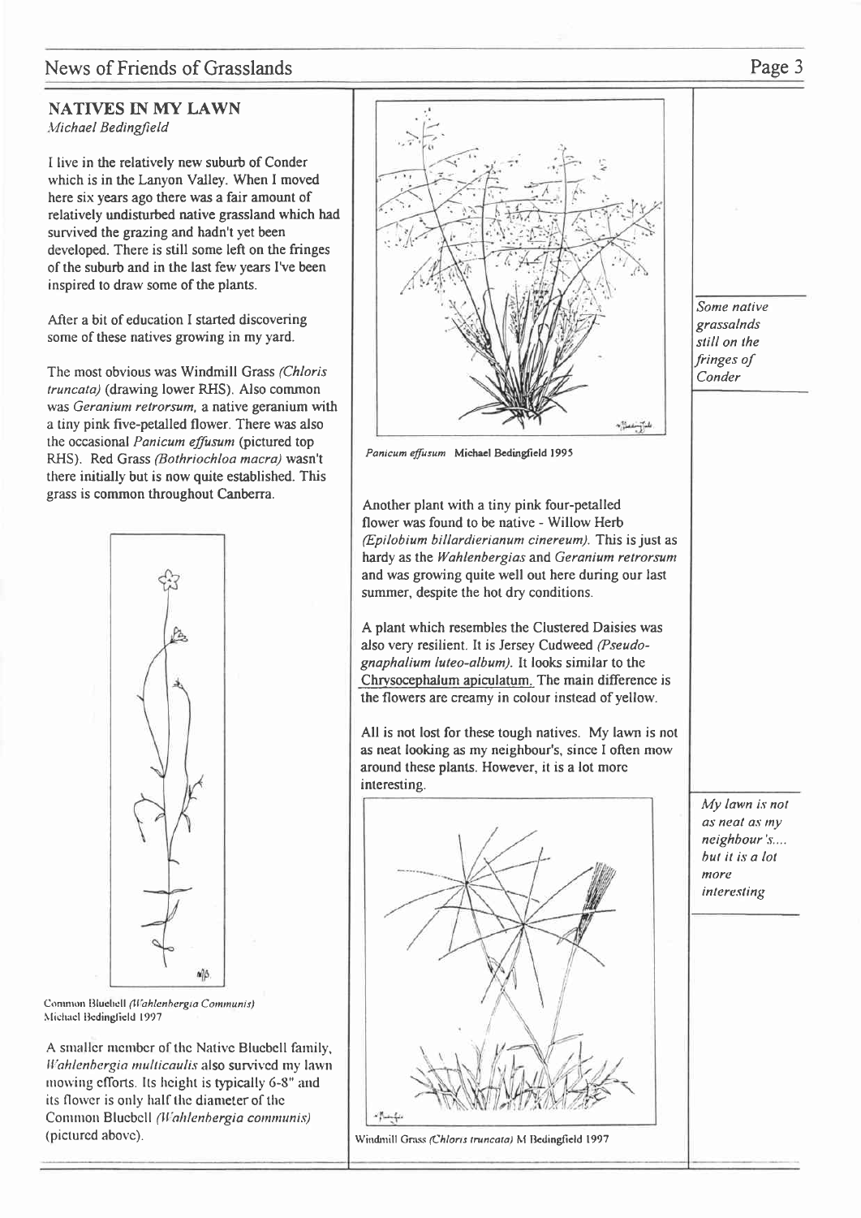## NATIVES IN MY LAWN

*Michael Bedingfield*

I live in the relatively new suburb of Conder which is in the Lanyon Valley. When I moved here six years ago there was a fair amount of relatively undisturbed native grassland which had survived the grazing and hadn't yet been developed. There is still some left on the fringes of the suburb and in the last few years I've been inspired to draw some of the plants.

After a bit of education I started discovering some of these natives growing in my yard.

The most obvious was Windmill Grass *(Chloris truncata)* (drawing lower RHS). Also common was *Geranium retrorsum,* a native geranium with a tiny pink five-petalled flower. There was also the occasional *Panicum effusum* (pictured top RHS). Red Grass *(Bothriochloa macra)* wasn't there initially but is now quite established. This grass is common throughout Canberra.

Common Bluebell *(Wahlenbergia Communis)* Michael Bedingfield 1997

A smaller member of the Native Bluebell family, *Wahlenbergia multicaulis* also survived my lawn mowing efforts. Its height is typically 6-8" and its flower is only half the diameter of the Common Bluebell *(Wahlenbergia communis)* (pictured above).

*Panicum effusum* Michael Bedingfield 1995

Another plant with a tiny pink four-petalled flower was found to be native - Willow Herb *(Epilobium billardierianum cinereum).* This is just as hardy as the *Wahlenbergias* and *Geranium retrorsum* and was growing quite well out here during our last summer, despite the hot dry conditions.

A plant which resembles the Clustered Daisies was also very resilient. It is Jersey Cudweed *(Pseudo-gnaphalium luteo-album).* It looks similar to the Chrysocephalum apiculatum. The main difference is the flowers are creamy in colour instead of yellow.

All is not lost for these tough natives. My lawn is not as neat looking as my neighbour's, since I often mow around these plants. However, it is a lot more interesting.

Windmill Grass *(Chloris truncata)* M Bedingfield 1997

*Some native grassalnds still on the fringes of Conder*

*My lawn is not as neat as my neighbour's.... but it is a lot more interesting*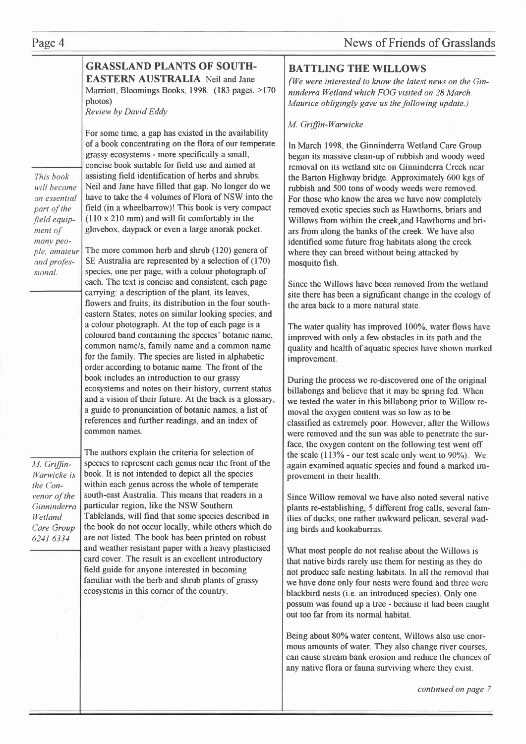## GRASSLAND PLANTS OF SOUTH-EASTERN AUSTRALIA

Neil and Jane Marriott, Bloomings Books, 1998. (183 pages, >170 photos)

*Review by David Eddy*

For some time, a gap has existed in the availability of a book concentrating on the flora of our temperate grassy ecosystems - more specifically a small, concise book suitable for field use and aimed at assisting field identification of herbs and shrubs. Neil and Jane have filled that gap. No longer do we have to take the 4 volumes of Flora of NSW into the field (in a wheelbarrow)! This book is very compact (110 x 210 mm) and will fit comfortably in the glovebox, daypack or even a large anorak pocket.

*This book will become an essential part of the field equipment of many people, amateur and professional.*

The more common herb and shrub (120) genera of SE Australia are represented by a selection of (170) species, one per page, with a colour photograph of each. The text is concise and consistent, each page carrying: a description of the plant, its leaves, flowers and fruits; its distribution in the four south-eastern States; notes on similar looking species; and a colour photograph. At the top of each page is a coloured band containing the species' botanic name, common name/s, family name and a common name for the family. The species are listed in alphabetic order according to botanic name. The front of the book includes an introduction to our grassy ecosystems and notes on their history, current status and a vision of their future. At the back is a glossary, a guide to pronunciation of botanic names, a list of references and further readings, and an index of common names.

The authors explain the criteria for selection of species to represent each genus near the front of the book. It is not intended to depict all the species within each genus across the whole of temperate south-east Australia. This means that readers in a particular region, like the NSW Southern Tablelands, will find that some species described in the book do not occur locally, while others which do are not listed. The book has been printed on robust and weather resistant paper with a heavy plasticised card cover. The result is an excellent introductory field guide for anyone interested in becoming familiar with the herb and shrub plants of grassy ecosystems in this corner of the country.

## BATTLING THE WILLOWS

*(We were interested to know the latest news on the Ginninderra Wetland which FOG visited on 28 March. Maurice obligingly gave us the following update.)*

*M. Griffin-Warwicke*

*M. Griffin-Warwicke is the Convenor of the Ginninderra Wetland Care Group 6241 6334*

In March 1998, the Ginninderra Wetland Care Group began its massive clean-up of rubbish and woody weed removal on its wetland site on Ginninderra Creek near the Barton Highway bridge. Approximately 600 kgs of rubbish and 500 tons of woody weeds were removed. For those who know the area we have now completely removed exotic species such as Hawthorns, briars and Willows from within the creek,and Hawthorns and briars from along the banks of the creek. We have also identified some future frog habitats along the creek where they can breed without being attacked by mosquito fish.

Since the Willows have been removed from the wetland site there has been a significant change in the ecology of the area back to a more natural state.

The water quality has improved 100%, water flows have improved with only a few obstacles in its path and the quality and health of aquatic species have shown marked improvement.

During the process we re-discovered one of the original billabongs and believe that it may be spring fed. When we tested the water in this billabong prior to Willow removal the oxygen content was so low as to be classified as extremely poor. However, after the Willows were removed and the sun was able to penetrate the surface, the oxygen content on the following test went off the scale (113% - our test scale only went to 90%). We again examined aquatic species and found a marked improvement in their health.

Since Willow removal we have also noted several native plants re-establishing, 5 different frog calls, several families of ducks, one rather awkward pelican, several wading birds and kookaburras.

What most people do not realise about the Willows is that native birds rarely use them for nesting as they do not produce safe nesting habitats. In all the removal that we have done only four nests were found and three were blackbird nests (i.e. an introduced species). Only one possum was found up a tree - because it had been caught out too far from its normal habitat.

Being about 80% water content, Willows also use enormous amounts of water. They also change river courses, can cause stream bank erosion and reduce the chances of any native flora or fauna surviving where they exist.

*continued on page 7*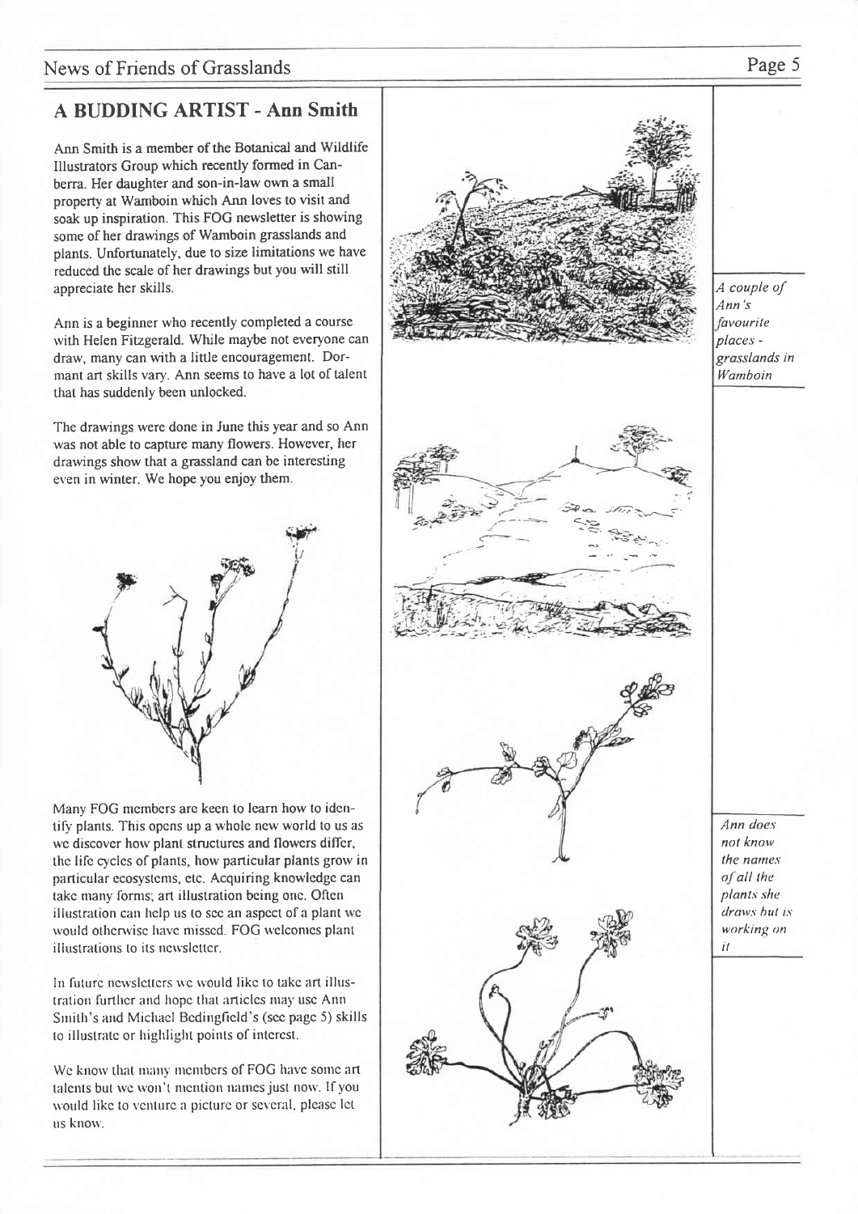## A BUDDING ARTIST - Ann Smith

Ann Smith is a member of the Botanical and Wildlife Illustrators Group which recently formed in Canberra. Her daughter and son-in-law own a small property at Wamboin which Ann loves to visit and soak up inspiration. This FOG newsletter is showing some of her drawings of Wamboin grasslands and plants. Unfortunately, due to size limitations we have reduced the scale of her drawings but you will still appreciate her skills.

Ann is a beginner who recently completed a course with Helen Fitzgerald. While maybe not everyone can draw, many can with a little encouragement. Dormant art skills vary. Ann seems to have a lot of talent that has suddenly been unlocked.

The drawings were done in June this year and so Ann was not able to capture many flowers. However, her drawings show that a grassland can be interesting even in winter. We hope you enjoy them.

Many FOG members are keen to learn how to identify plants. This opens up a whole new world to us as we discover how plant structures and flowers differ, the life cycles of plants, how particular plants grow in particular ecosystems, etc. Acquiring knowledge can take many forms; art illustration being one. Often illustration can help us to see an aspect of a plant we would otherwise have missed. FOG welcomes plant illustrations to its newsletter.

In future newsletters we would like to take art illustration further and hope that articles may use Ann Smith's and Michael Bedingfield's (see page 5) skills to illustrate or highlight points of interest.

We know that many members of FOG have some art talents but we won't mention names just now. If you would like to venture a picture or several, please let us know.

*A couple of Ann's favourite places - grasslands in Wamboin*

*Ann does not know the names of all the plants she draws but is working on it*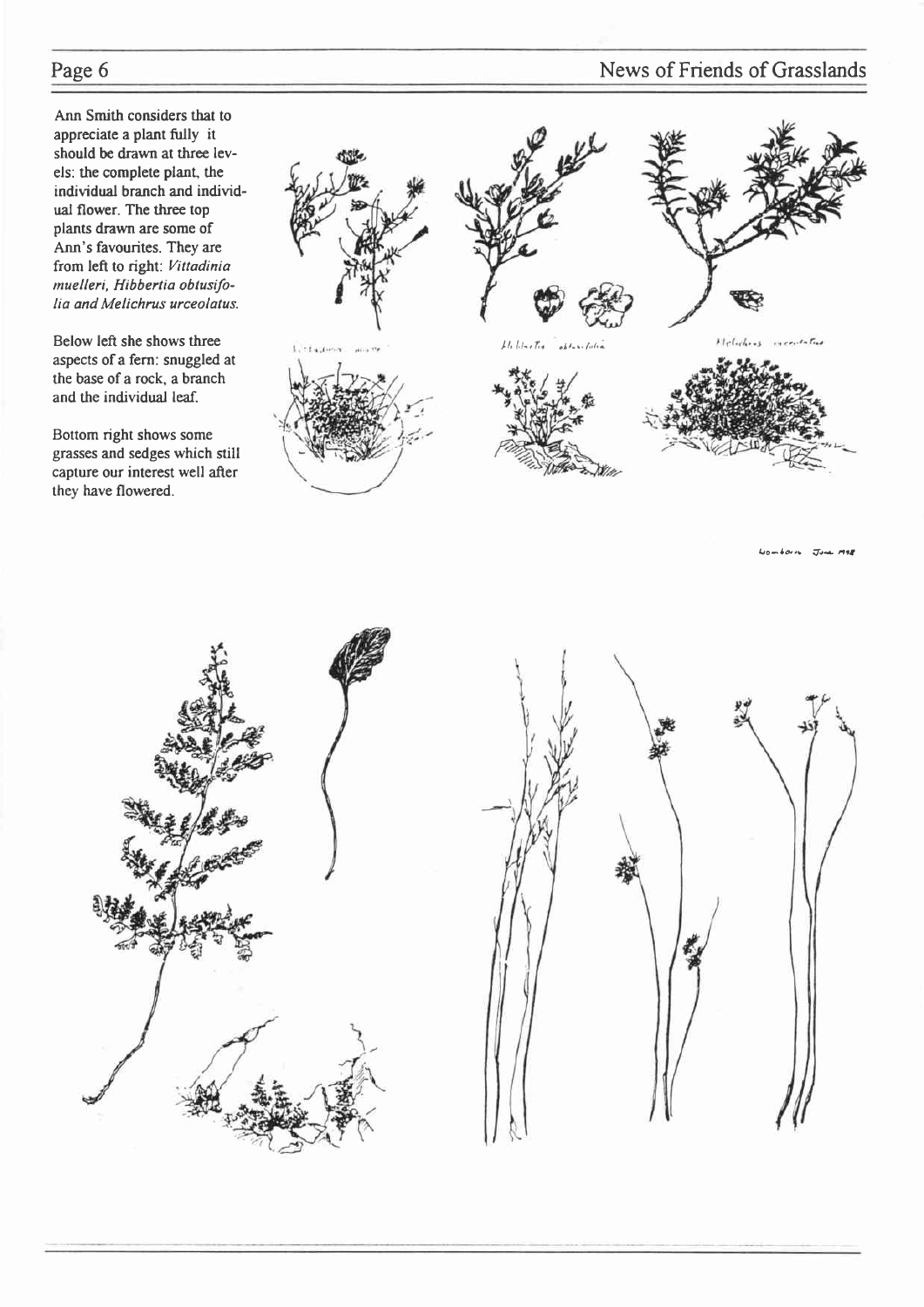Ann Smith considers that to appreciate a plant fully it should be drawn at three levels: the complete plant, the individual branch and individual flower. The three top plants drawn are some of Ann's favourites. They are from left to right: *Vittadinia muelleri, Hibbertia obtusifolia and Melichrus urceolatus.*

Below left she shows three aspects of a fern: snuggled at the base of a rock, a branch and the individual leaf.

Bottom right shows some grasses and sedges which still capture our interest well after they have flowered.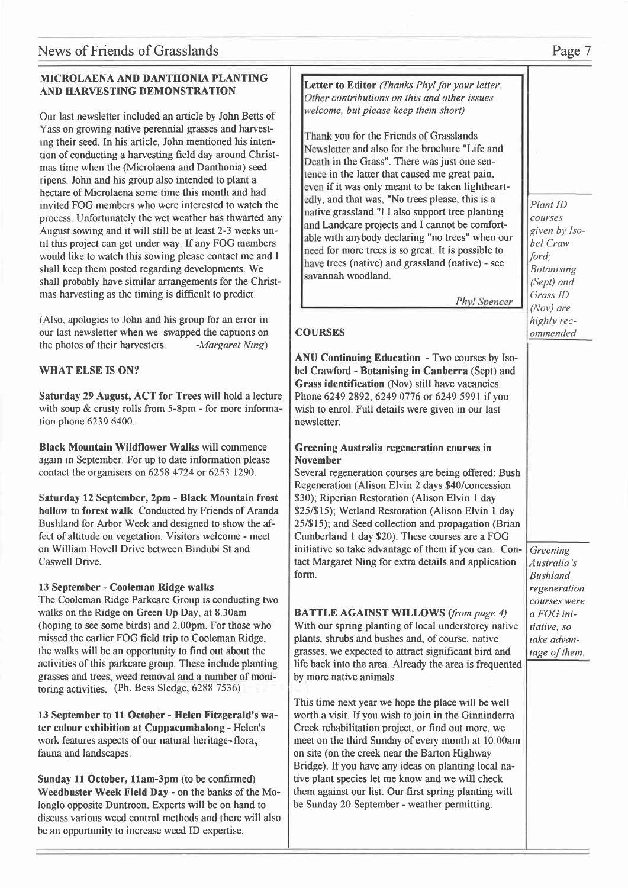## MICROLAENA AND DANTHONIA PLANTING AND HARVESTING DEMONSTRATION

Our last newsletter included an article by John Betts of Yass on growing native perennial grasses and harvesting their seed. In his article, John mentioned his intention of conducting a harvesting field day around Christmas time when the (Microlaena and Danthonia) seed ripens. John and his group also intended to plant a hectare of Microlaena some time this month and had invited FOG members who were interested to watch the process. Unfortunately the wet weather has thwarted any August sowing and it will still be at least 2-3 weeks until this project can get under way. If any FOG members would like to watch this sowing please contact me and I shall keep them posted regarding developments. We shall probably have similar arrangements for the Christmas harvesting as the timing is difficult to predict.

(Also, apologies to John and his group for an error in our last newsletter when we swapped the captions on the photos of their harvesters. *-Margaret Ning*)

## WHAT ELSE IS ON?

**Saturday 29 August, ACT for Trees** will hold a lecture with soup & crusty rolls from 5-8pm - for more information phone 6239 6400.

**Black Mountain Wildflower Walks** will commence again in September. For up to date information please contact the organisers on 6258 4724 or 6253 1290.

**Saturday 12 September, 2pm - Black Mountain frost hollow to forest walk** Conducted by Friends of Aranda Bushland for Arbor Week and designed to show the affect of altitude on vegetation. Visitors welcome - meet on William Hovell Drive between Bindubi St and Caswell Drive.

**13 September - Cooleman Ridge walks**
The Cooleman Ridge Parkcare Group is conducting two walks on the Ridge on Green Up Day, at 8.30am (hoping to see some birds) and 2.00pm. For those who missed the earlier FOG field trip to Cooleman Ridge, the walks will be an opportunity to find out about the activities of this parkcare group. These include planting grasses and trees, weed removal and a number of monitoring activities. (Ph. Bess Sledge, 6288 7536)

**13 September to 11 October - Helen Fitzgerald's water colour exhibition at Cuppacumbalong** - Helen's work features aspects of our natural heritage - flora, fauna and landscapes.

**Sunday 11 October, 11am-3pm** (to be confirmed) **Weedbuster Week Field Day** - on the banks of the Molonglo opposite Duntroon. Experts will be on hand to discuss various weed control methods and there will also be an opportunity to increase weed ID expertise.

**Letter to Editor** *(Thanks Phyl for your letter. Other contributions on this and other issues welcome, but please keep them short)*

Thank you for the Friends of Grasslands Newsletter and also for the brochure "Life and Death in the Grass". There was just one sentence in the latter that caused me great pain, even if it was only meant to be taken lightheartedly, and that was, "No trees please, this is a native grassland."! I also support tree planting and Landcare projects and I cannot be comfortable with anybody declaring "no trees" when our need for more trees is so great. It is possible to have trees (native) and grassland (native) - see savannah woodland.

*Phyl Spencer*

## COURSES

**ANU Continuing Education** - Two courses by Isobel Crawford - **Botanising in Canberra** (Sept) and **Grass identification** (Nov) still have vacancies. Phone 6249 2892, 6249 0776 or 6249 5991 if you wish to enrol. Full details were given in our last newsletter.

*Plant ID courses given by Isobel Crawford; Botanising (Sept) and Grass ID (Nov) are highly recommended*

### Greening Australia regeneration courses in November

Several regeneration courses are being offered: Bush Regeneration (Alison Elvin 2 days $40/concession $30); Riperian Restoration (Alison Elvin 1 day $25/$15); Wetland Restoration (Alison Elvin 1 day 25/$15); and Seed collection and propagation (Brian Cumberland 1 day $20). These courses are a FOG initiative so take advantage of them if you can. Contact Margaret Ning for extra details and application form.

*Greening Australia's Bushland regeneration courses were a FOG initiative, so take advantage of them.*

**BATTLE AGAINST WILLOWS** *(from page 4)*
With our spring planting of local understorey native plants, shrubs and bushes and, of course, native grasses, we expected to attract significant bird and life back into the area. Already the area is frequented by more native animals.

This time next year we hope the place will be well worth a visit. If you wish to join in the Ginninderra Creek rehabilitation project, or find out more, we meet on the third Sunday of every month at 10.00am on site (on the creek near the Barton Highway Bridge). If you have any ideas on planting local native plant species let me know and we will check them against our list. Our first spring planting will be Sunday 20 September - weather permitting.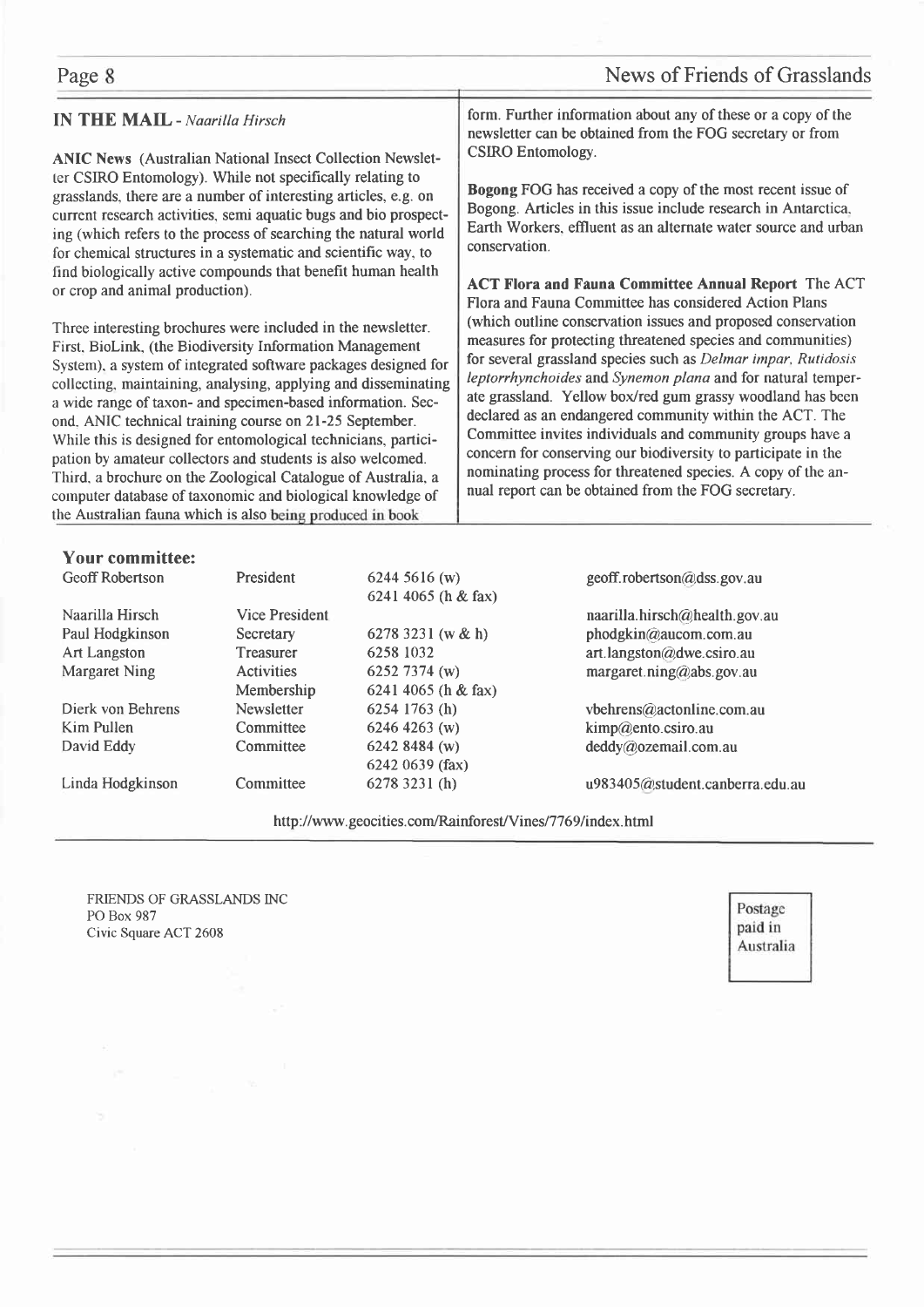## IN THE MAIL - *Naarilla Hirsch*

**ANIC News** (Australian National Insect Collection Newsletter CSIRO Entomology). While not specifically relating to grasslands, there are a number of interesting articles, e.g. on current research activities, semi aquatic bugs and bio prospecting (which refers to the process of searching the natural world for chemical structures in a systematic and scientific way, to find biologically active compounds that benefit human health or crop and animal production).

Three interesting brochures were included in the newsletter. First, BioLink, (the Biodiversity Information Management System), a system of integrated software packages designed for collecting, maintaining, analysing, applying and disseminating a wide range of taxon- and specimen-based information. Second, ANIC technical training course on 21-25 September. While this is designed for entomological technicians, participation by amateur collectors and students is also welcomed. Third, a brochure on the Zoological Catalogue of Australia, a computer database of taxonomic and biological knowledge of the Australian fauna which is also being produced in book form. Further information about any of these or a copy of the newsletter can be obtained from the FOG secretary or from CSIRO Entomology.

**Bogong** FOG has received a copy of the most recent issue of Bogong. Articles in this issue include research in Antarctica, Earth Workers, effluent as an alternate water source and urban conservation.

**ACT Flora and Fauna Committee Annual Report** The ACT Flora and Fauna Committee has considered Action Plans (which outline conservation issues and proposed conservation measures for protecting threatened species and communities) for several grassland species such as *Delmar impar, Rutidosis leptorrhynchoides* and *Synemon plana* and for natural temperate grassland. Yellow box/red gum grassy woodland has been declared as an endangered community within the ACT. The Committee invites individuals and community groups have a concern for conserving our biodiversity to participate in the nominating process for threatened species. A copy of the annual report can be obtained from the FOG secretary.

## Your committee:

| | | | |
|---|---|---|---|
| Geoff Robertson | President | 6244 5616 (w)<br>6241 4065 (h & fax) | geoff.robertson@dss.gov.au |
| Naarilla Hirsch | Vice President | | naarilla.hirsch@health.gov.au |
| Paul Hodgkinson | Secretary | 6278 3231 (w & h) | phodgkin@aucom.com.au |
| Art Langston | Treasurer | 6258 1032 | art.langston@dwe.csiro.au |
| Margaret Ning | Activities<br>Membership | 6252 7374 (w)<br>6241 4065 (h & fax) | margaret.ning@abs.gov.au |
| Dierk von Behrens | Newsletter | 6254 1763 (h) | vbehrens@actonline.com.au |
| Kim Pullen | Committee | 6246 4263 (w) | kimp@ento.csiro.au |
| David Eddy | Committee | 6242 8484 (w)<br>6242 0639 (fax) | deddy@ozemail.com.au |
| Linda Hodgkinson | Committee | 6278 3231 (h) | u983405@student.canberra.edu.au |

http://www.geocities.com/Rainforest/Vines/7769/index.html

FRIENDS OF GRASSLANDS INC
PO Box 987
Civic Square ACT 2608

Postage paid in Australia